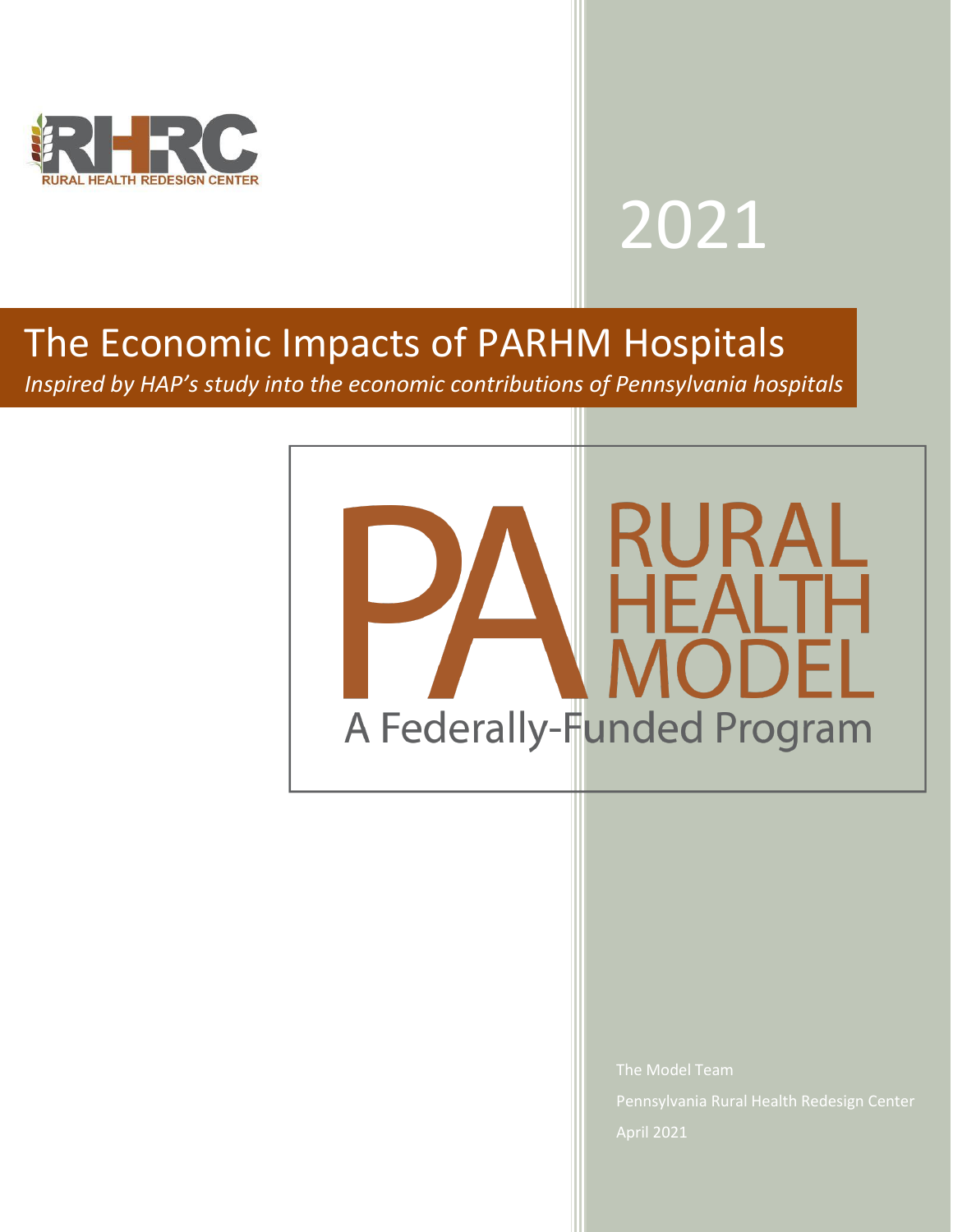RURAL HEALTH REDESIGN CENTER

2021

# The Economic Impacts of PARHM Hospitals

*Inspired by HAP's study into the economic contributions of Pennsylvania hospitals*

PA RURAL HEALTH MODEL

A Federally-Funded Program

The Model Team

Pennsylvania Rural Health Redesign Center

April 2021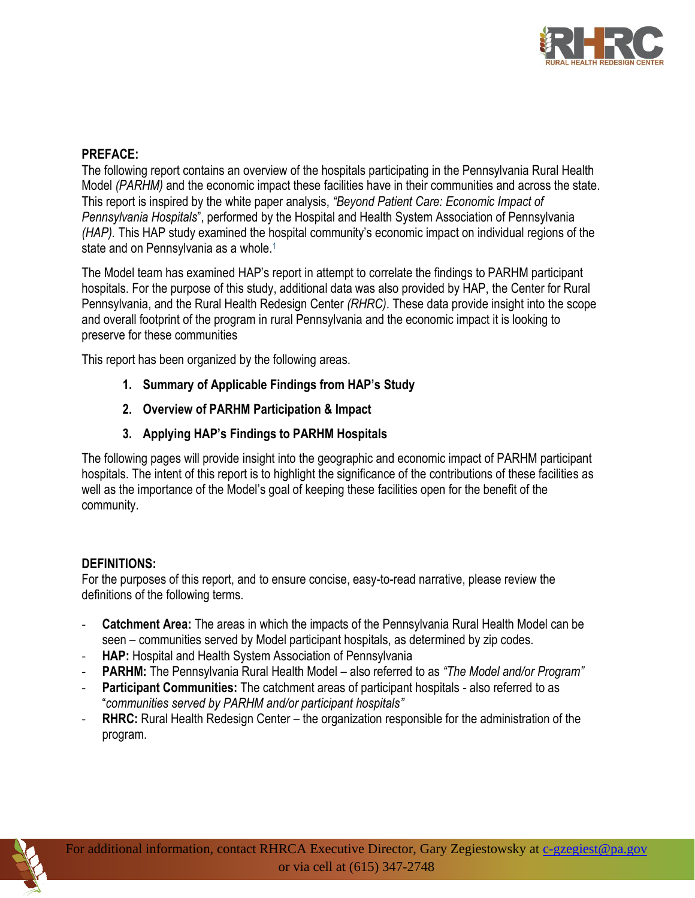**PREFACE:**

The following report contains an overview of the hospitals participating in the Pennsylvania Rural Health Model *(PARHM)* and the economic impact these facilities have in their communities and across the state. This report is inspired by the white paper analysis, *"Beyond Patient Care: Economic Impact of Pennsylvania Hospitals*", performed by the Hospital and Health System Association of Pennsylvania *(HAP).* This HAP study examined the hospital community's economic impact on individual regions of the state and on Pennsylvania as a whole.[1]

The Model team has examined HAP's report in attempt to correlate the findings to PARHM participant hospitals. For the purpose of this study, additional data was also provided by HAP, the Center for Rural Pennsylvania, and the Rural Health Redesign Center *(RHRC)*. These data provide insight into the scope and overall footprint of the program in rural Pennsylvania and the economic impact it is looking to preserve for these communities

This report has been organized by the following areas.

1. **Summary of Applicable Findings from HAP's Study**
2. **Overview of PARHM Participation & Impact**
3. **Applying HAP's Findings to PARHM Hospitals**

The following pages will provide insight into the geographic and economic impact of PARHM participant hospitals. The intent of this report is to highlight the significance of the contributions of these facilities as well as the importance of the Model's goal of keeping these facilities open for the benefit of the community.

**DEFINITIONS:**

For the purposes of this report, and to ensure concise, easy-to-read narrative, please review the definitions of the following terms.

- **Catchment Area:** The areas in which the impacts of the Pennsylvania Rural Health Model can be seen – communities served by Model participant hospitals, as determined by zip codes.
- **HAP:** Hospital and Health System Association of Pennsylvania
- **PARHM:** The Pennsylvania Rural Health Model – also referred to as *"The Model and/or Program"*
- **Participant Communities:** The catchment areas of participant hospitals - also referred to as "*communities served by PARHM and/or participant hospitals"*
- **RHRC:** Rural Health Redesign Center – the organization responsible for the administration of the program.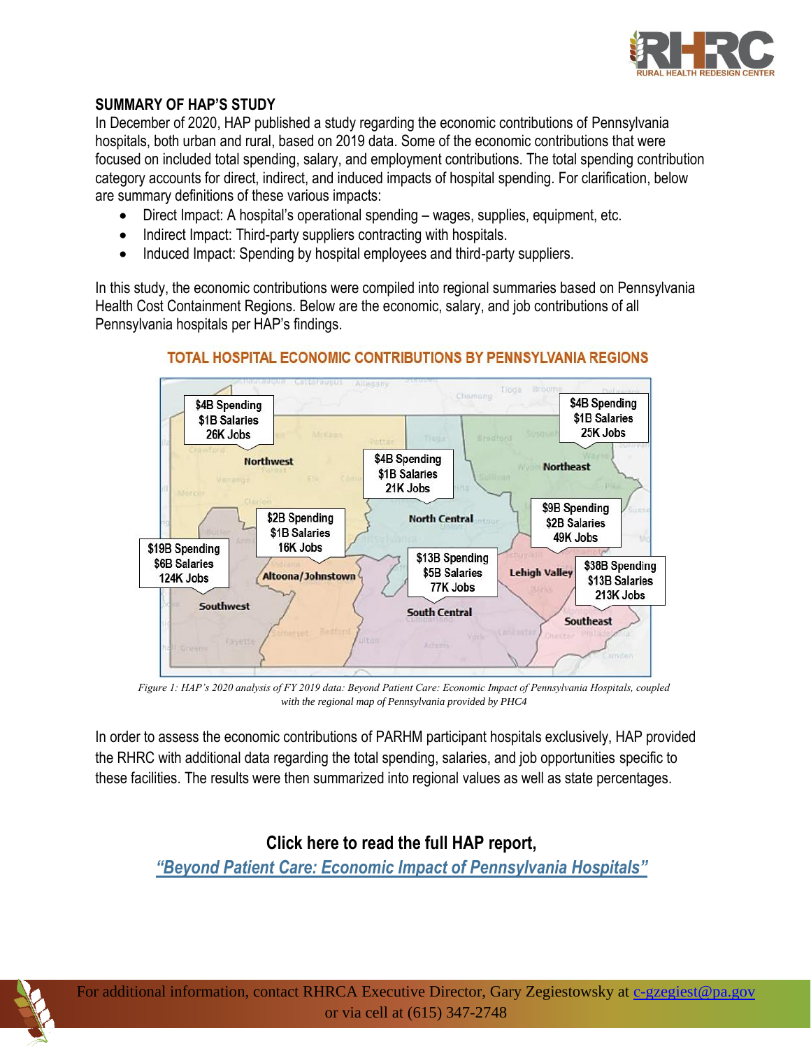## SUMMARY OF HAP'S STUDY

In December of 2020, HAP published a study regarding the economic contributions of Pennsylvania hospitals, both urban and rural, based on 2019 data. Some of the economic contributions that were focused on included total spending, salary, and employment contributions. The total spending contribution category accounts for direct, indirect, and induced impacts of hospital spending. For clarification, below are summary definitions of these various impacts:

- Direct Impact: A hospital's operational spending – wages, supplies, equipment, etc.
- Indirect Impact: Third-party suppliers contracting with hospitals.
- Induced Impact: Spending by hospital employees and third-party suppliers.

In this study, the economic contributions were compiled into regional summaries based on Pennsylvania Health Cost Containment Regions. Below are the economic, salary, and job contributions of all Pennsylvania hospitals per HAP's findings.

**TOTAL HOSPITAL ECONOMIC CONTRIBUTIONS BY PENNSYLVANIA REGIONS**

| Region | Spending | Salaries | Jobs |
| --- | --- | --- | --- |
| Northwest | $4B | $1B | 26K |
| North Central | $4B | $1B | 21K |
| Northeast | $4B | $1B | 25K |
| Altoona/Johnstown | $2B | $1B | 16K |
| Southwest | $19B | $6B | 124K |
| South Central | $13B | $5B | 77K |
| Lehigh Valley | $9B | $2B | 49K |
| Southeast | $38B | $13B | 213K |

*Figure 1: HAP's 2020 analysis of FY 2019 data: Beyond Patient Care: Economic Impact of Pennsylvania Hospitals, coupled with the regional map of Pennsylvania provided by PHC4*

In order to assess the economic contributions of PARHM participant hospitals exclusively, HAP provided the RHRC with additional data regarding the total spending, salaries, and job opportunities specific to these facilities. The results were then summarized into regional values as well as state percentages.

**Click here to read the full HAP report,**
**[*"Beyond Patient Care: Economic Impact of Pennsylvania Hospitals"*]**

For additional information, contact RHRCA Executive Director, Gary Zegiestowsky at c-gzegiest@pa.gov or via cell at (615) 347-2748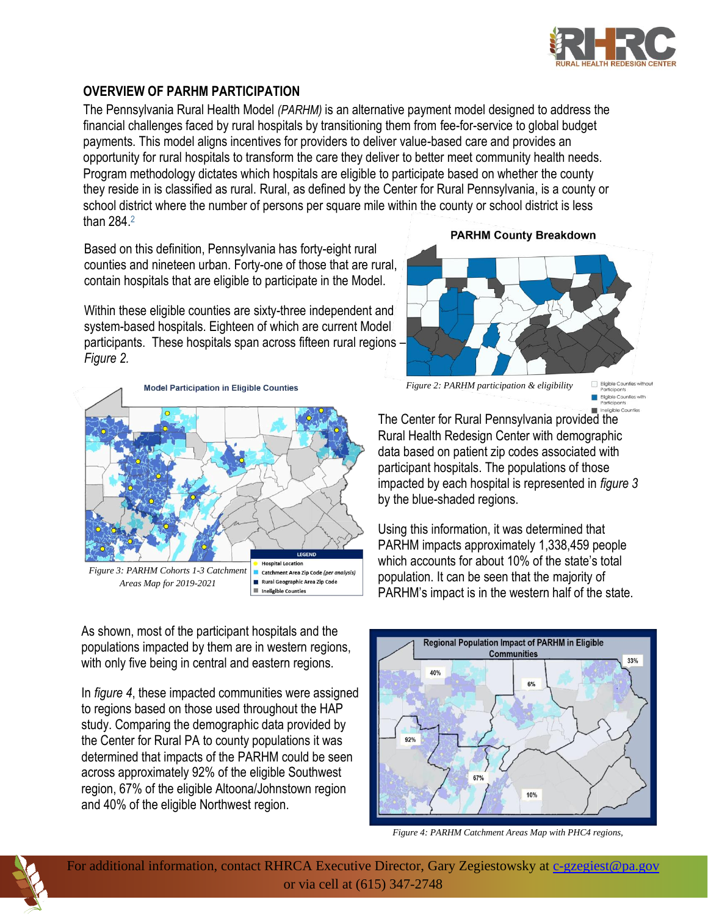## OVERVIEW OF PARHM PARTICIPATION

The Pennsylvania Rural Health Model *(PARHM)* is an alternative payment model designed to address the financial challenges faced by rural hospitals by transitioning them from fee-for-service to global budget payments. This model aligns incentives for providers to deliver value-based care and provides an opportunity for rural hospitals to transform the care they deliver to better meet community health needs. Program methodology dictates which hospitals are eligible to participate based on whether the county they reside in is classified as rural. Rural, as defined by the Center for Rural Pennsylvania, is a county or school district where the number of persons per square mile within the county or school district is less than 284.[2]

Based on this definition, Pennsylvania has forty-eight rural counties and nineteen urban. Forty-one of those that are rural, contain hospitals that are eligible to participate in the Model.

Within these eligible counties are sixty-three independent and system-based hospitals. Eighteen of which are current Model participants. These hospitals span across fifteen rural regions – *Figure 2.*

*Figure 2: PARHM participation & eligibility*

*Figure 3: PARHM Cohorts 1-3 Catchment Areas Map for 2019-2021*

The Center for Rural Pennsylvania provided the Rural Health Redesign Center with demographic data based on patient zip codes associated with participant hospitals. The populations of those impacted by each hospital is represented in *figure 3* by the blue-shaded regions.

Using this information, it was determined that PARHM impacts approximately 1,338,459 people which accounts for about 10% of the state's total population. It can be seen that the majority of PARHM's impact is in the western half of the state.

As shown, most of the participant hospitals and the populations impacted by them are in western regions, with only five being in central and eastern regions.

In *figure 4*, these impacted communities were assigned to regions based on those used throughout the HAP study. Comparing the demographic data provided by the Center for Rural PA to county populations it was determined that impacts of the PARHM could be seen across approximately 92% of the eligible Southwest region, 67% of the eligible Altoona/Johnstown region and 40% of the eligible Northwest region.

*Figure 4: PARHM Catchment Areas Map with PHC4 regions,*

For additional information, contact RHRCA Executive Director, Gary Zegiestowsky at c-gzegiest@pa.gov or via cell at (615) 347-2748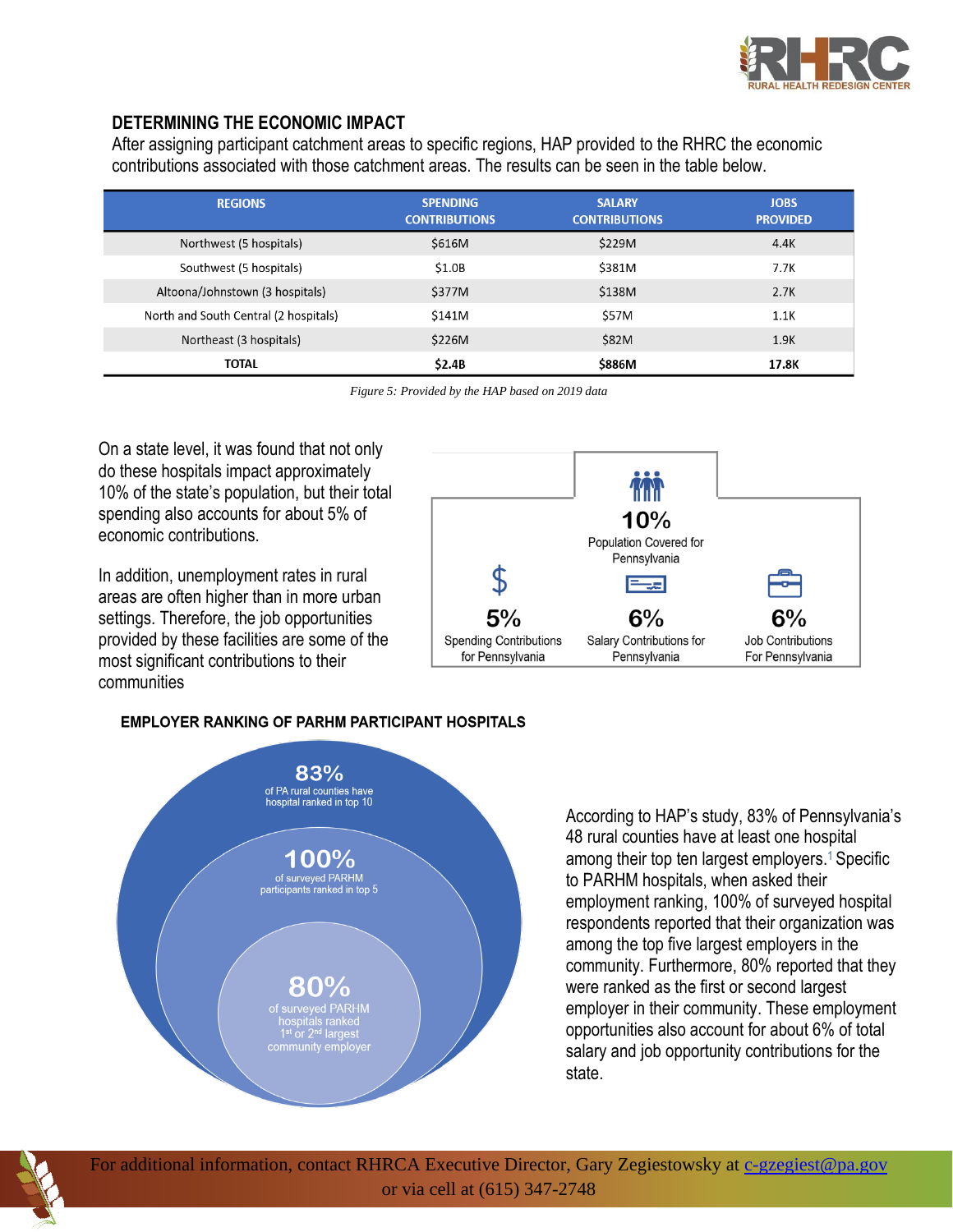### DETERMINING THE ECONOMIC IMPACT

After assigning participant catchment areas to specific regions, HAP provided to the RHRC the economic contributions associated with those catchment areas. The results can be seen in the table below.

| REGIONS | SPENDING CONTRIBUTIONS | SALARY CONTRIBUTIONS | JOBS PROVIDED |
|---|---|---|---|
| Northwest (5 hospitals) | $616M | $229M | 4.4K |
| Southwest (5 hospitals) | $1.0B | $381M | 7.7K |
| Altoona/Johnstown (3 hospitals) | $377M | $138M | 2.7K |
| North and South Central (2 hospitals) | $141M | $57M | 1.1K |
| Northeast (3 hospitals) | $226M | $82M | 1.9K |
| **TOTAL** | **$2.4B** | **$886M** | **17.8K** |

*Figure 5: Provided by the HAP based on 2019 data*

On a state level, it was found that not only do these hospitals impact approximately 10% of the state's population, but their total spending also accounts for about 5% of economic contributions.

In addition, unemployment rates in rural areas are often higher than in more urban settings. Therefore, the job opportunities provided by these facilities are some of the most significant contributions to their communities

**10%** Population Covered for Pennsylvania

**5%** Spending Contributions for Pennsylvania

**6%** Salary Contributions for Pennsylvania

**6%** Job Contributions For Pennsylvania

### EMPLOYER RANKING OF PARHM PARTICIPANT HOSPITALS

**83%** of PA rural counties have hospital ranked in top 10

**100%** of surveyed PARHM participants ranked in top 5

**80%** of surveyed PARHM hospitals ranked 1st or 2nd largest community employer

According to HAP's study, 83% of Pennsylvania's 48 rural counties have at least one hospital among their top ten largest employers.[1] Specific to PARHM hospitals, when asked their employment ranking, 100% of surveyed hospital respondents reported that their organization was among the top five largest employers in the community. Furthermore, 80% reported that they were ranked as the first or second largest employer in their community. These employment opportunities also account for about 6% of total salary and job opportunity contributions for the state.

For additional information, contact RHRCA Executive Director, Gary Zegiestowsky at c-gzegiest@pa.gov or via cell at (615) 347-2748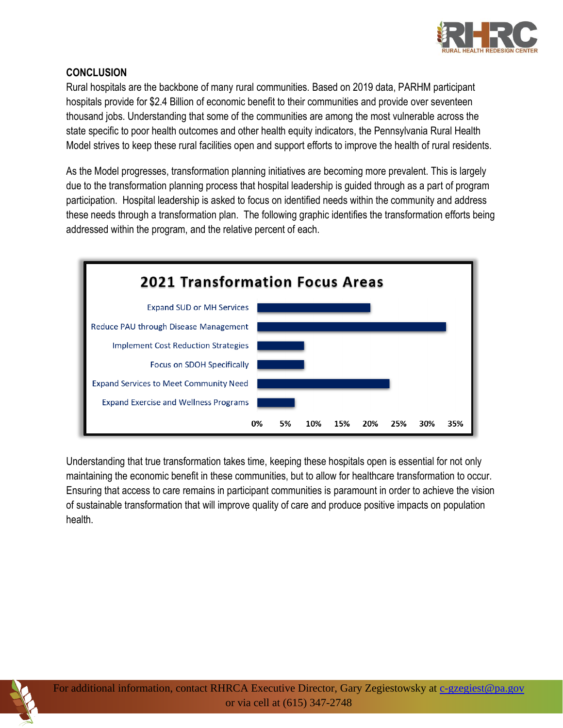## CONCLUSION

Rural hospitals are the backbone of many rural communities. Based on 2019 data, PARHM participant hospitals provide for $2.4 Billion of economic benefit to their communities and provide over seventeen thousand jobs. Understanding that some of the communities are among the most vulnerable across the state specific to poor health outcomes and other health equity indicators, the Pennsylvania Rural Health Model strives to keep these rural facilities open and support efforts to improve the health of rural residents.

As the Model progresses, transformation planning initiatives are becoming more prevalent. This is largely due to the transformation planning process that hospital leadership is guided through as a part of program participation. Hospital leadership is asked to focus on identified needs within the community and address these needs through a transformation plan. The following graphic identifies the transformation efforts being addressed within the program, and the relative percent of each.

**2021 Transformation Focus Areas**

| Focus Area | Approx. Percent |
| --- | --- |
| Expand SUD or MH Services | ~20% |
| Reduce PAU through Disease Management | ~33% |
| Implement Cost Reduction Strategies | ~8% |
| Focus on SDOH Specifically | ~8% |
| Expand Services to Meet Community Need | ~23% |
| Expand Exercise and Wellness Programs | ~7% |

Understanding that true transformation takes time, keeping these hospitals open is essential for not only maintaining the economic benefit in these communities, but to allow for healthcare transformation to occur. Ensuring that access to care remains in participant communities is paramount in order to achieve the vision of sustainable transformation that will improve quality of care and produce positive impacts on population health.

For additional information, contact RHRCA Executive Director, Gary Zegiestowsky at c-gzegiest@pa.gov or via cell at (615) 347-2748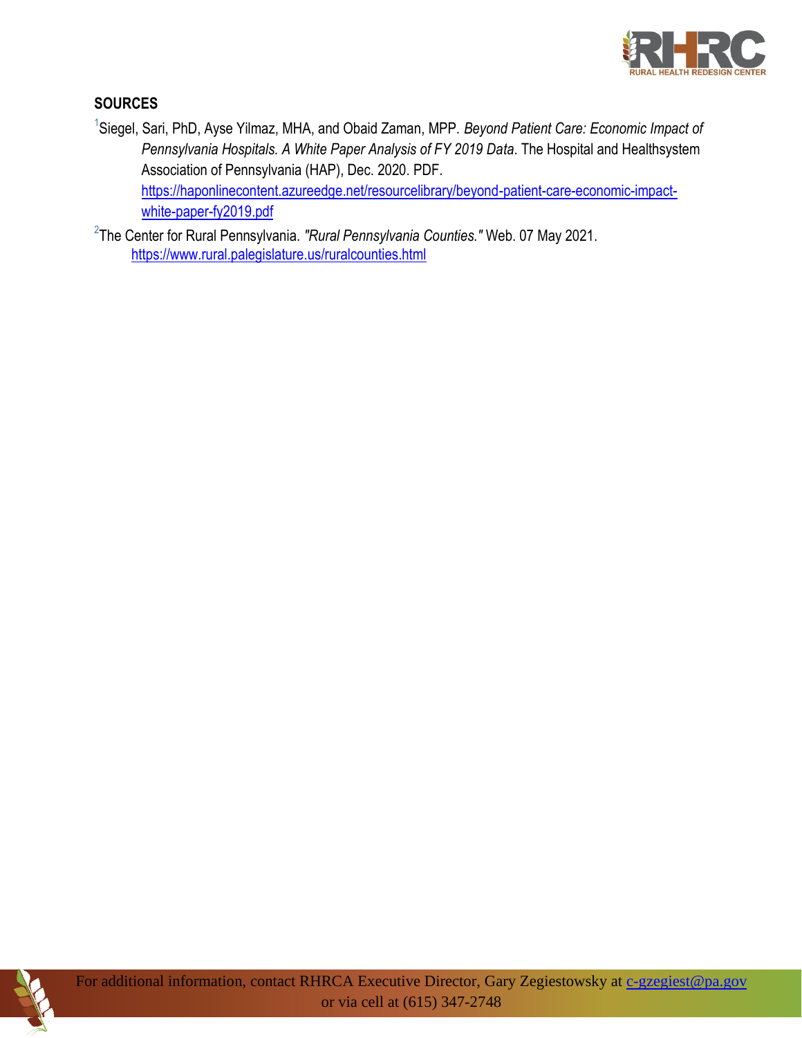## SOURCES

[1]Siegel, Sari, PhD, Ayse Yilmaz, MHA, and Obaid Zaman, MPP. *Beyond Patient Care: Economic Impact of Pennsylvania Hospitals. A White Paper Analysis of FY 2019 Data*. The Hospital and Healthsystem Association of Pennsylvania (HAP), Dec. 2020. PDF. https://haponlinecontent.azureedge.net/resourcelibrary/beyond-patient-care-economic-impact-white-paper-fy2019.pdf

[2]The Center for Rural Pennsylvania. *"Rural Pennsylvania Counties."* Web. 07 May 2021. https://www.rural.palegislature.us/ruralcounties.html

For additional information, contact RHRCA Executive Director, Gary Zegiestowsky at c-gzegiest@pa.gov or via cell at (615) 347-2748